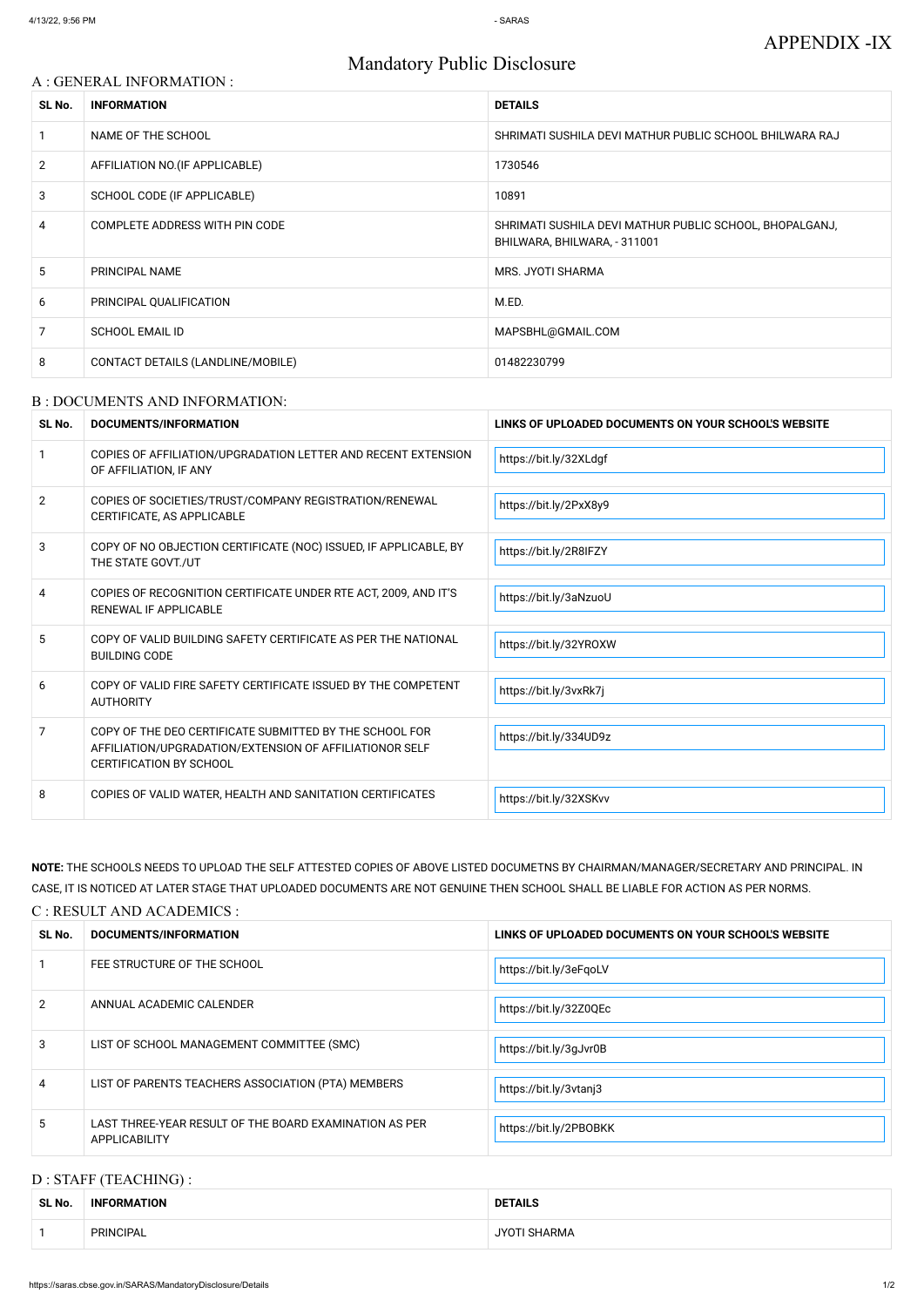APPENDIX -IX

# Mandatory Public Disclosure

## A : GENERAL INFORMATION :

| SL No. | INFORMATION | DETAILS |
|---|---|---|
| 1 | NAME OF THE SCHOOL | SHRIMATI SUSHILA DEVI MATHUR PUBLIC SCHOOL BHILWARA RAJ |
| 2 | AFFILIATION NO.(IF APPLICABLE) | 1730546 |
| 3 | SCHOOL CODE (IF APPLICABLE) | 10891 |
| 4 | COMPLETE ADDRESS WITH PIN CODE | SHRIMATI SUSHILA DEVI MATHUR PUBLIC SCHOOL, BHOPALGANJ, BHILWARA, BHILWARA, - 311001 |
| 5 | PRINCIPAL NAME | MRS. JYOTI SHARMA |
| 6 | PRINCIPAL QUALIFICATION | M.ED. |
| 7 | SCHOOL EMAIL ID | MAPSBHL@GMAIL.COM |
| 8 | CONTACT DETAILS (LANDLINE/MOBILE) | 01482230799 |

## B : DOCUMENTS AND INFORMATION:

| SL No. | DOCUMENTS/INFORMATION | LINKS OF UPLOADED DOCUMENTS ON YOUR SCHOOL'S WEBSITE |
|---|---|---|
| 1 | COPIES OF AFFILIATION/UPGRADATION LETTER AND RECENT EXTENSION OF AFFILIATION, IF ANY | https://bit.ly/32XLdgf |
| 2 | COPIES OF SOCIETIES/TRUST/COMPANY REGISTRATION/RENEWAL CERTIFICATE, AS APPLICABLE | https://bit.ly/2PxX8y9 |
| 3 | COPY OF NO OBJECTION CERTIFICATE (NOC) ISSUED, IF APPLICABLE, BY THE STATE GOVT./UT | https://bit.ly/2R8IFZY |
| 4 | COPIES OF RECOGNITION CERTIFICATE UNDER RTE ACT, 2009, AND IT'S RENEWAL IF APPLICABLE | https://bit.ly/3aNzuoU |
| 5 | COPY OF VALID BUILDING SAFETY CERTIFICATE AS PER THE NATIONAL BUILDING CODE | https://bit.ly/32YROXW |
| 6 | COPY OF VALID FIRE SAFETY CERTIFICATE ISSUED BY THE COMPETENT AUTHORITY | https://bit.ly/3vxRk7j |
| 7 | COPY OF THE DEO CERTIFICATE SUBMITTED BY THE SCHOOL FOR AFFILIATION/UPGRADATION/EXTENSION OF AFFILIATIONOR SELF CERTIFICATION BY SCHOOL | https://bit.ly/334UD9z |
| 8 | COPIES OF VALID WATER, HEALTH AND SANITATION CERTIFICATES | https://bit.ly/32XSKvv |

**NOTE:** THE SCHOOLS NEEDS TO UPLOAD THE SELF ATTESTED COPIES OF ABOVE LISTED DOCUMETNS BY CHAIRMAN/MANAGER/SECRETARY AND PRINCIPAL. IN CASE, IT IS NOTICED AT LATER STAGE THAT UPLOADED DOCUMENTS ARE NOT GENUINE THEN SCHOOL SHALL BE LIABLE FOR ACTION AS PER NORMS.

## C : RESULT AND ACADEMICS :

| SL No. | DOCUMENTS/INFORMATION | LINKS OF UPLOADED DOCUMENTS ON YOUR SCHOOL'S WEBSITE |
|---|---|---|
| 1 | FEE STRUCTURE OF THE SCHOOL | https://bit.ly/3eFqoLV |
| 2 | ANNUAL ACADEMIC CALENDER | https://bit.ly/32Z0QEc |
| 3 | LIST OF SCHOOL MANAGEMENT COMMITTEE (SMC) | https://bit.ly/3gJvr0B |
| 4 | LIST OF PARENTS TEACHERS ASSOCIATION (PTA) MEMBERS | https://bit.ly/3vtanj3 |
| 5 | LAST THREE-YEAR RESULT OF THE BOARD EXAMINATION AS PER APPLICABILITY | https://bit.ly/2PBOBKK |

## D : STAFF (TEACHING) :

| SL No. | INFORMATION | DETAILS |
|---|---|---|
| 1 | PRINCIPAL | JYOTI SHARMA |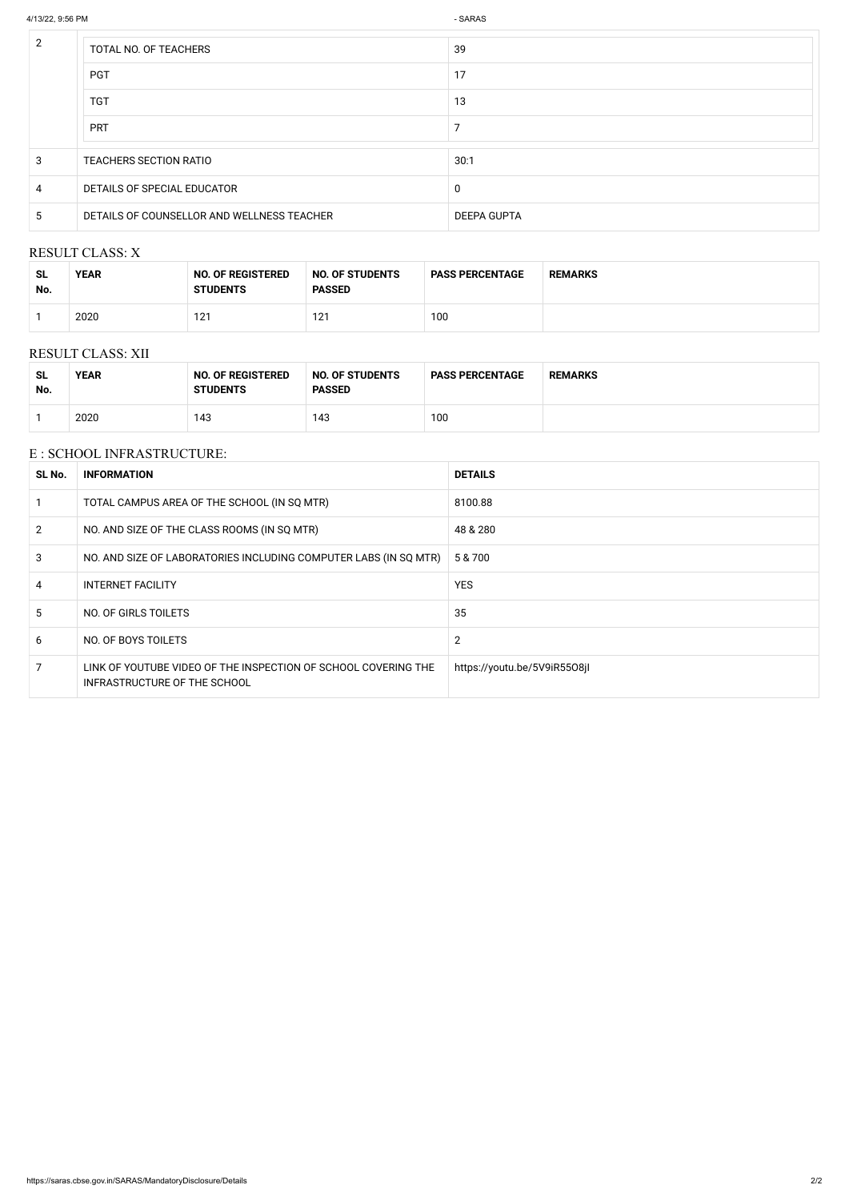| | | |
|---|---|---|
| 2 | TOTAL NO. OF TEACHERS | 39 |
| | PGT | 17 |
| | TGT | 13 |
| | PRT | 7 |
| 3 | TEACHERS SECTION RATIO | 30:1 |
| 4 | DETAILS OF SPECIAL EDUCATOR | 0 |
| 5 | DETAILS OF COUNSELLOR AND WELLNESS TEACHER | DEEPA GUPTA |

## RESULT CLASS: X

| SL No. | YEAR | NO. OF REGISTERED STUDENTS | NO. OF STUDENTS PASSED | PASS PERCENTAGE | REMARKS |
|---|---|---|---|---|---|
| 1 | 2020 | 121 | 121 | 100 | |

## RESULT CLASS: XII

| SL No. | YEAR | NO. OF REGISTERED STUDENTS | NO. OF STUDENTS PASSED | PASS PERCENTAGE | REMARKS |
|---|---|---|---|---|---|
| 1 | 2020 | 143 | 143 | 100 | |

## E : SCHOOL INFRASTRUCTURE:

| SL No. | INFORMATION | DETAILS |
|---|---|---|
| 1 | TOTAL CAMPUS AREA OF THE SCHOOL (IN SQ MTR) | 8100.88 |
| 2 | NO. AND SIZE OF THE CLASS ROOMS (IN SQ MTR) | 48 & 280 |
| 3 | NO. AND SIZE OF LABORATORIES INCLUDING COMPUTER LABS (IN SQ MTR) | 5 & 700 |
| 4 | INTERNET FACILITY | YES |
| 5 | NO. OF GIRLS TOILETS | 35 |
| 6 | NO. OF BOYS TOILETS | 2 |
| 7 | LINK OF YOUTUBE VIDEO OF THE INSPECTION OF SCHOOL COVERING THE INFRASTRUCTURE OF THE SCHOOL | https://youtu.be/5V9iR55O8jI |